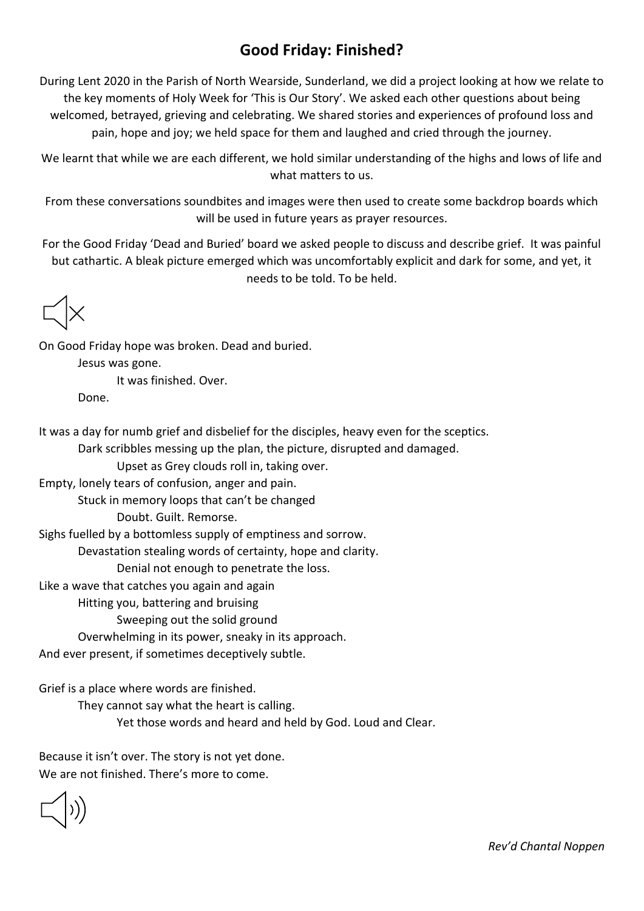# Good Friday: Finished?

During Lent 2020 in the Parish of North Wearside, Sunderland, we did a project looking at how we relate to the key moments of Holy Week for 'This is Our Story'. We asked each other questions about being welcomed, betrayed, grieving and celebrating. We shared stories and experiences of profound loss and pain, hope and joy; we held space for them and laughed and cried through the journey.

We learnt that while we are each different, we hold similar understanding of the highs and lows of life and what matters to us.

From these conversations soundbites and images were then used to create some backdrop boards which will be used in future years as prayer resources.

For the Good Friday 'Dead and Buried' board we asked people to discuss and describe grief. It was painful but cathartic. A bleak picture emerged which was uncomfortably explicit and dark for some, and yet, it needs to be told. To be held.

On Good Friday hope was broken. Dead and buried.
    Jesus was gone.
        It was finished. Over.
    Done.

It was a day for numb grief and disbelief for the disciples, heavy even for the sceptics.
    Dark scribbles messing up the plan, the picture, disrupted and damaged.
        Upset as Grey clouds roll in, taking over.
Empty, lonely tears of confusion, anger and pain.
    Stuck in memory loops that can't be changed
        Doubt. Guilt. Remorse.
Sighs fuelled by a bottomless supply of emptiness and sorrow.
    Devastation stealing words of certainty, hope and clarity.
        Denial not enough to penetrate the loss.
Like a wave that catches you again and again
    Hitting you, battering and bruising
        Sweeping out the solid ground
    Overwhelming in its power, sneaky in its approach.
And ever present, if sometimes deceptively subtle.

Grief is a place where words are finished.
    They cannot say what the heart is calling.
        Yet those words and heard and held by God. Loud and Clear.

Because it isn't over. The story is not yet done.
We are not finished. There's more to come.

*Rev'd Chantal Noppen*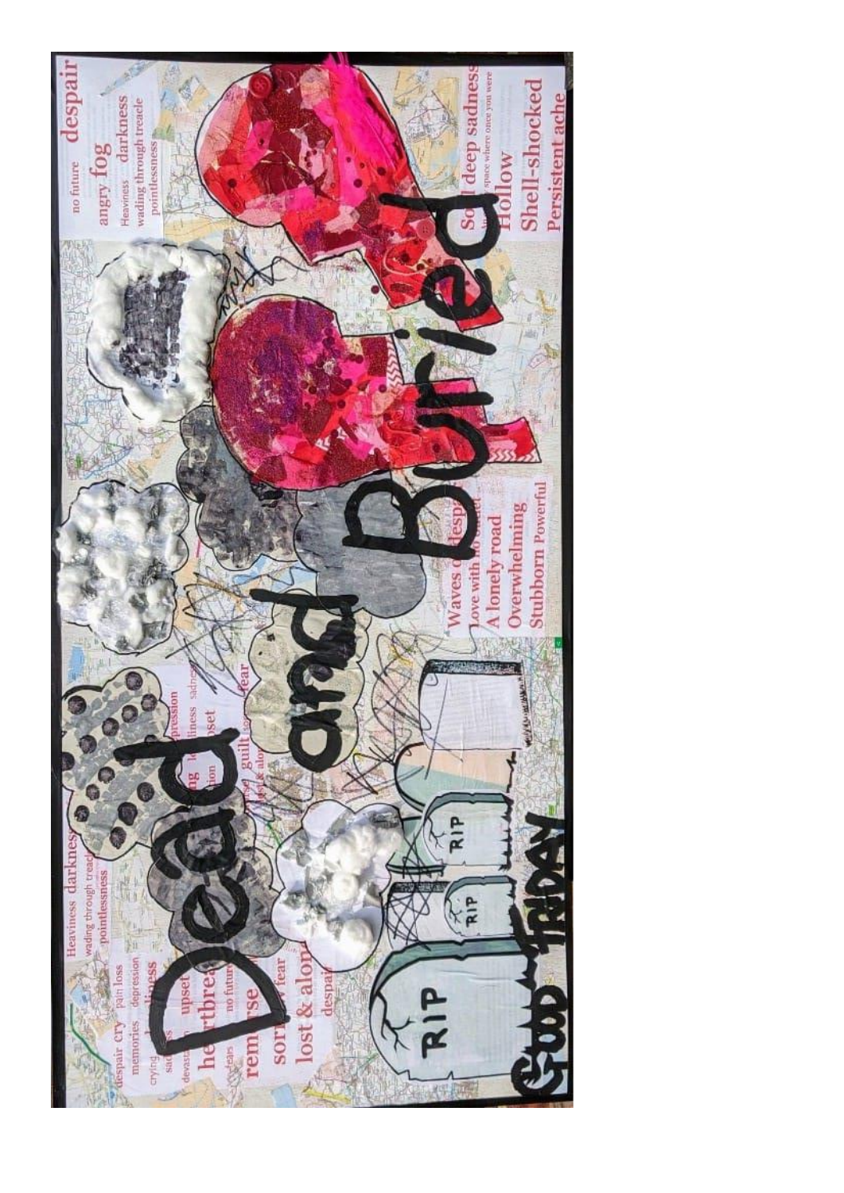Dead and Buried

GOOD FRIDAY

RIP

RIP

RIP

RIP

despair
no future
angry fog
Heaviness darkness
wading through treacle
pointlessness

Soul deep sadness
space where once you were
Hollow
Shell-shocked
Persistent ache

Waves of despair
Love with nowhere
A lonely road
Overwhelming
Stubborn Powerful

Heaviness darkness
wading through treacle
pointlessness

despair cry pain loss
memories depression
crying loneliness
sadness
devastation upset
heartbreak
no future
tears
remorse
sorrow fear
lost & alone
despair

depression
loneliness sadness
upset
guilt
fear
lost & alone